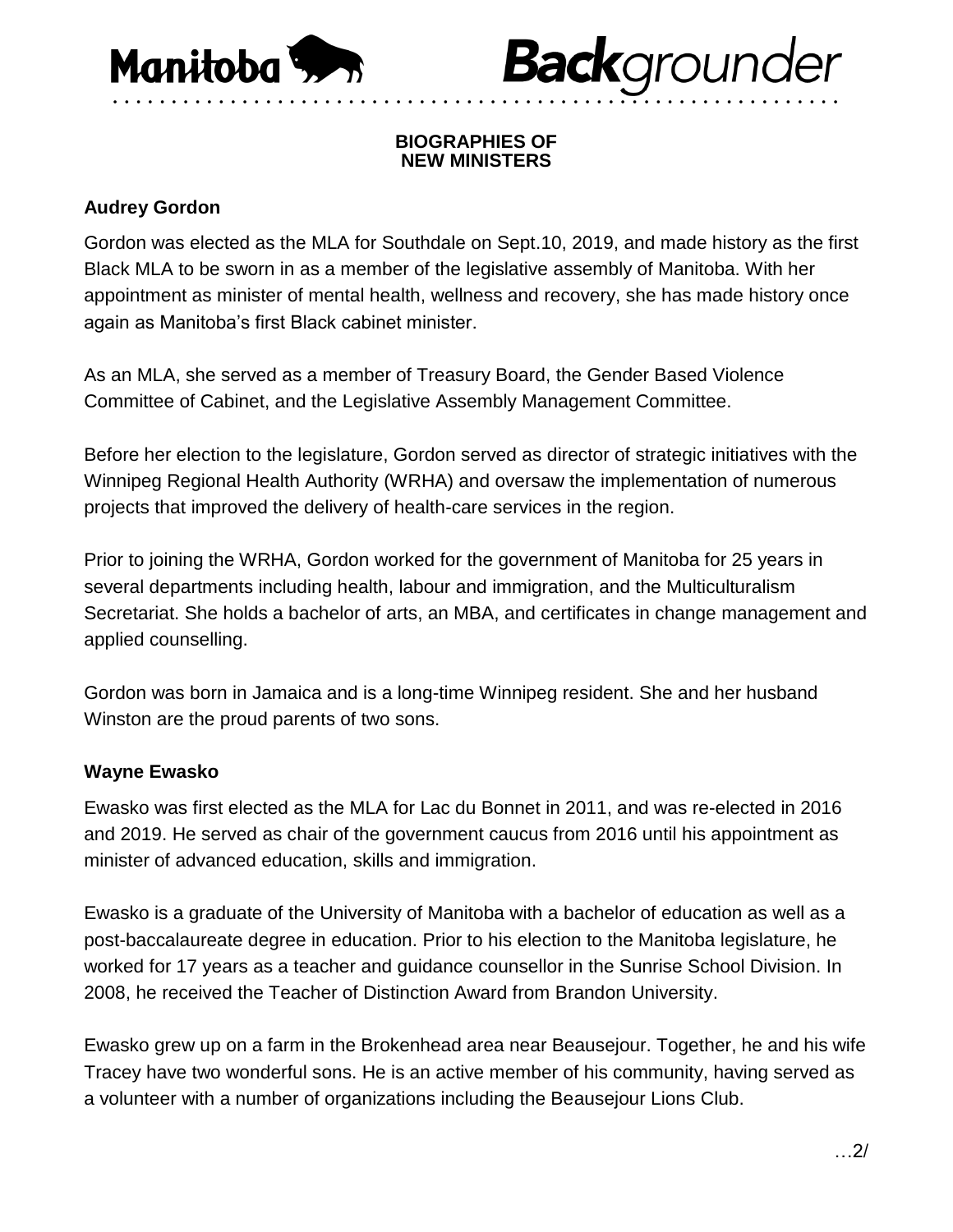# Manitoba Backgrounder

## BIOGRAPHIES OF NEW MINISTERS

### Audrey Gordon

Gordon was elected as the MLA for Southdale on Sept.10, 2019, and made history as the first Black MLA to be sworn in as a member of the legislative assembly of Manitoba. With her appointment as minister of mental health, wellness and recovery, she has made history once again as Manitoba's first Black cabinet minister.

As an MLA, she served as a member of Treasury Board, the Gender Based Violence Committee of Cabinet, and the Legislative Assembly Management Committee.

Before her election to the legislature, Gordon served as director of strategic initiatives with the Winnipeg Regional Health Authority (WRHA) and oversaw the implementation of numerous projects that improved the delivery of health-care services in the region.

Prior to joining the WRHA, Gordon worked for the government of Manitoba for 25 years in several departments including health, labour and immigration, and the Multiculturalism Secretariat. She holds a bachelor of arts, an MBA, and certificates in change management and applied counselling.

Gordon was born in Jamaica and is a long-time Winnipeg resident. She and her husband Winston are the proud parents of two sons.

### Wayne Ewasko

Ewasko was first elected as the MLA for Lac du Bonnet in 2011, and was re-elected in 2016 and 2019. He served as chair of the government caucus from 2016 until his appointment as minister of advanced education, skills and immigration.

Ewasko is a graduate of the University of Manitoba with a bachelor of education as well as a post-baccalaureate degree in education. Prior to his election to the Manitoba legislature, he worked for 17 years as a teacher and guidance counsellor in the Sunrise School Division. In 2008, he received the Teacher of Distinction Award from Brandon University.

Ewasko grew up on a farm in the Brokenhead area near Beausejour. Together, he and his wife Tracey have two wonderful sons. He is an active member of his community, having served as a volunteer with a number of organizations including the Beausejour Lions Club.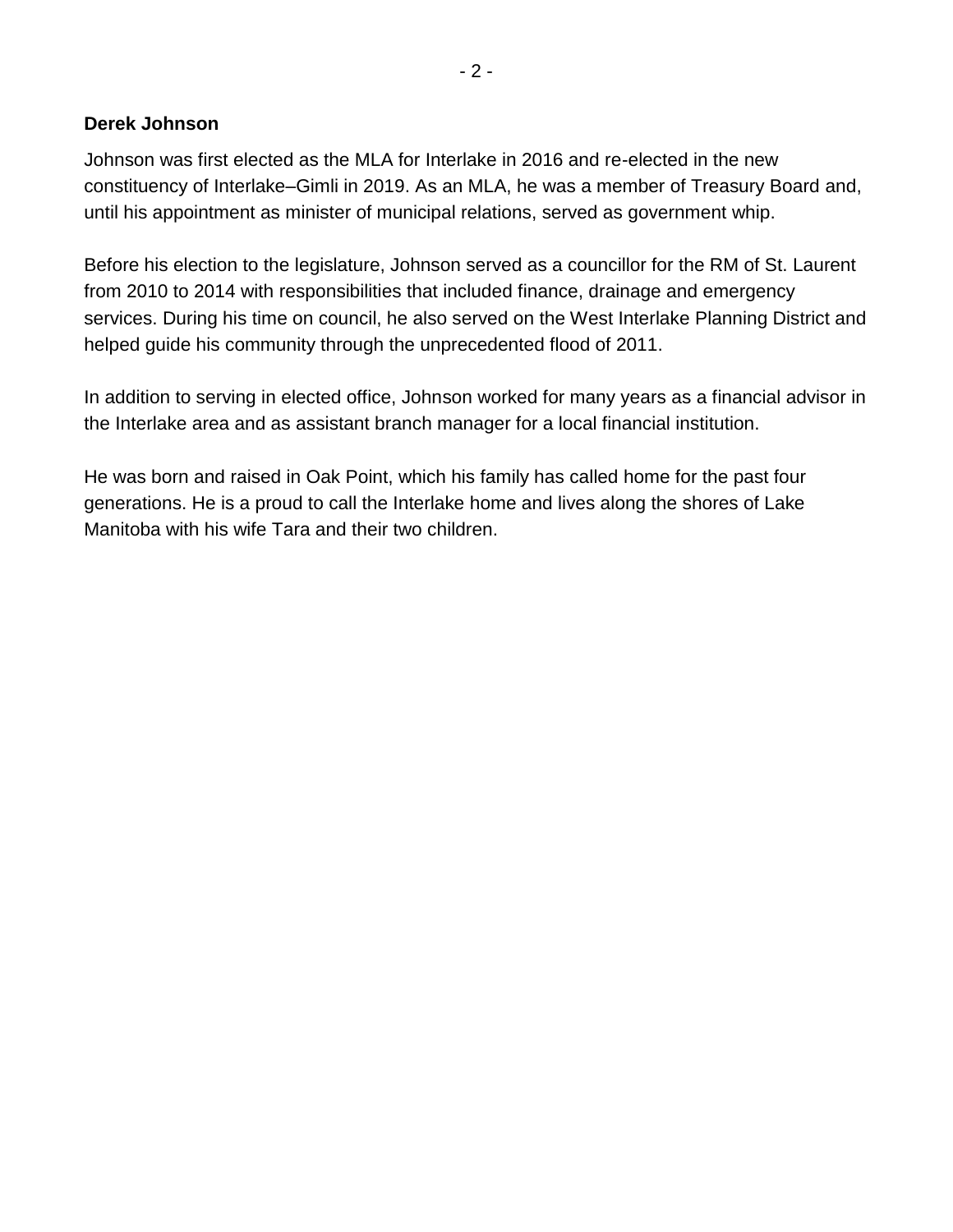**Derek Johnson**

Johnson was first elected as the MLA for Interlake in 2016 and re-elected in the new constituency of Interlake–Gimli in 2019. As an MLA, he was a member of Treasury Board and, until his appointment as minister of municipal relations, served as government whip.

Before his election to the legislature, Johnson served as a councillor for the RM of St. Laurent from 2010 to 2014 with responsibilities that included finance, drainage and emergency services. During his time on council, he also served on the West Interlake Planning District and helped guide his community through the unprecedented flood of 2011.

In addition to serving in elected office, Johnson worked for many years as a financial advisor in the Interlake area and as assistant branch manager for a local financial institution.

He was born and raised in Oak Point, which his family has called home for the past four generations. He is a proud to call the Interlake home and lives along the shores of Lake Manitoba with his wife Tara and their two children.